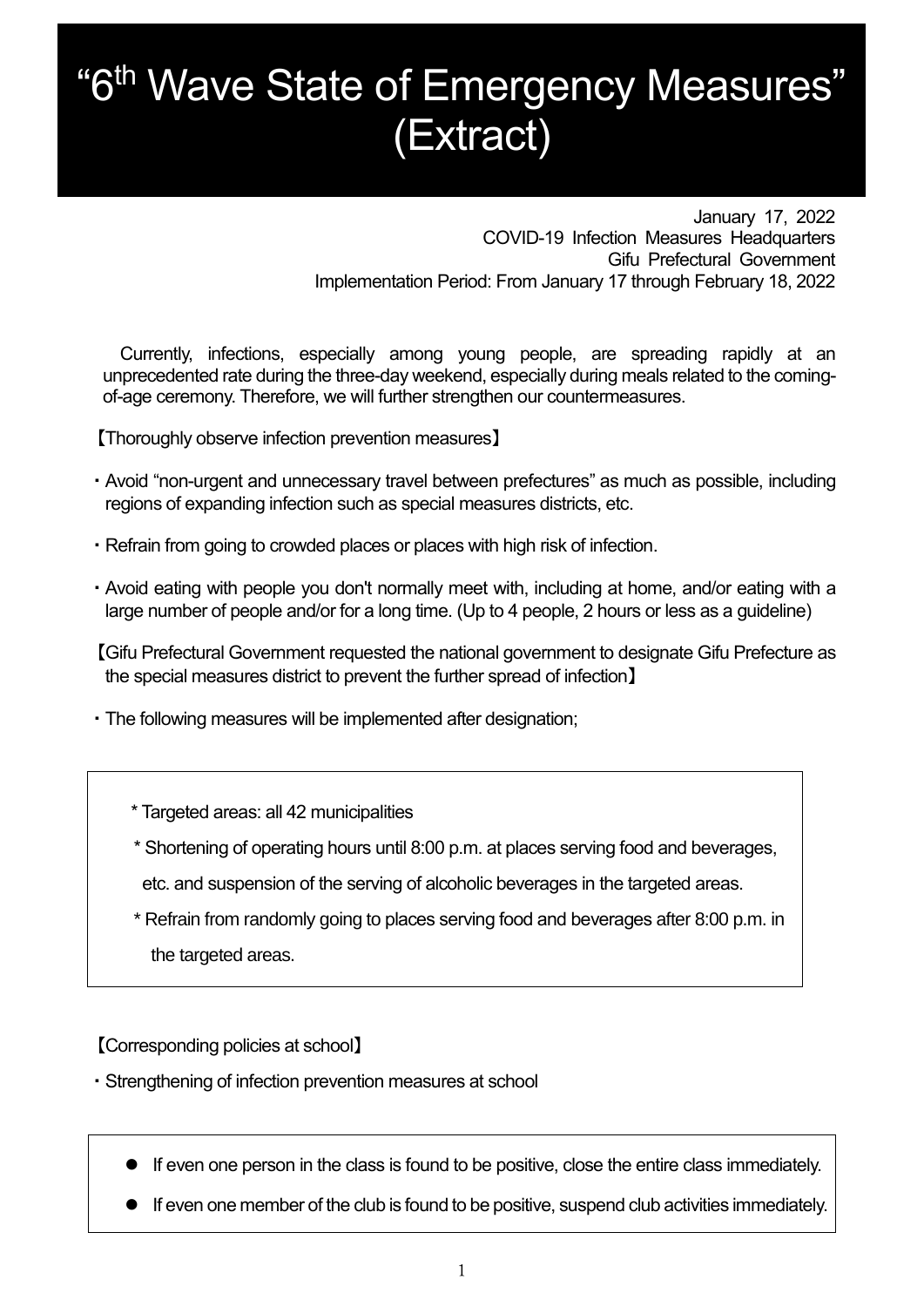# "6th Wave State of Emergency Measures" (Extract)

January 17, 2022
COVID-19 Infection Measures Headquarters
Gifu Prefectural Government
Implementation Period: From January 17 through February 18, 2022

Currently, infections, especially among young people, are spreading rapidly at an unprecedented rate during the three-day weekend, especially during meals related to the coming-of-age ceremony. Therefore, we will further strengthen our countermeasures.

【Thoroughly observe infection prevention measures】

- Avoid "non-urgent and unnecessary travel between prefectures" as much as possible, including regions of expanding infection such as special measures districts, etc.
- Refrain from going to crowded places or places with high risk of infection.
- Avoid eating with people you don't normally meet with, including at home, and/or eating with a large number of people and/or for a long time. (Up to 4 people, 2 hours or less as a guideline)

【Gifu Prefectural Government requested the national government to designate Gifu Prefecture as the special measures district to prevent the further spread of infection】

- The following measures will be implemented after designation;

> * Targeted areas: all 42 municipalities
> * Shortening of operating hours until 8:00 p.m. at places serving food and beverages, etc. and suspension of the serving of alcoholic beverages in the targeted areas.
> * Refrain from randomly going to places serving food and beverages after 8:00 p.m. in the targeted areas.

【Corresponding policies at school】

- Strengthening of infection prevention measures at school

> - If even one person in the class is found to be positive, close the entire class immediately.
> - If even one member of the club is found to be positive, suspend club activities immediately.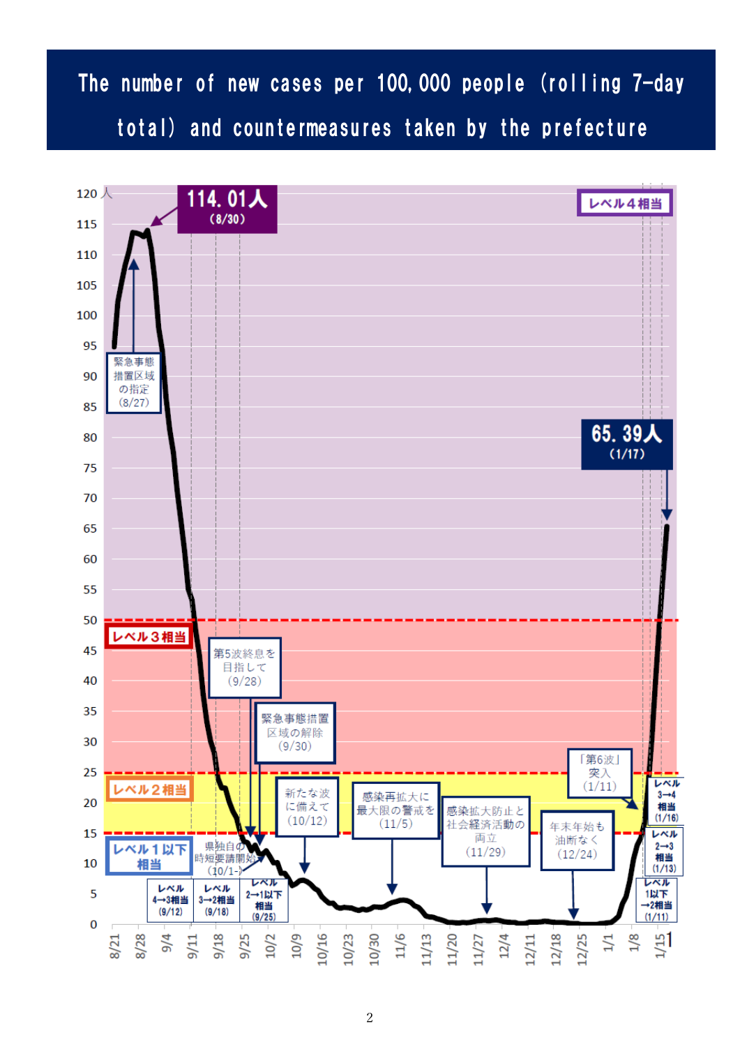# The number of new cases per 100,000 people (rolling 7-day total) and countermeasures taken by the prefecture

120人

114.01人
(8/30)

レベル４相当

緊急事態措置区域の指定
(8/27)

65.39人
(1/17)

レベル３相当

第5波終息を目指して
(9/28)

緊急事態措置区域の解除
(9/30)

「第6波」突入
(1/11)

レベル２相当

新たな波に備えて
(10/12)

感染再拡大に最大限の警戒を
(11/5)

感染拡大防止と社会経済活動の両立
(11/29)

年末年始も油断なく
(12/24)

レベル3→4相当
(1/16)

レベル１以下相当

県独自の時短要請開始
(10/1-)

レベル2→3相当
(1/13)

レベル4→3相当
(9/12)

レベル3→2相当
(9/18)

レベル2→1以下相当
(9/25)

レベル1以下→2相当
(1/11)

0, 5, 10, 15, 20, 25, 30, 35, 40, 45, 50, 55, 60, 65, 70, 75, 80, 85, 90, 95, 100, 105, 110, 115, 120

8/21, 8/28, 9/4, 9/11, 9/18, 9/25, 10/2, 10/9, 10/16, 10/23, 10/30, 11/6, 11/13, 11/20, 11/27, 12/4, 12/11, 12/18, 12/25, 1/1, 1/8, 1/15